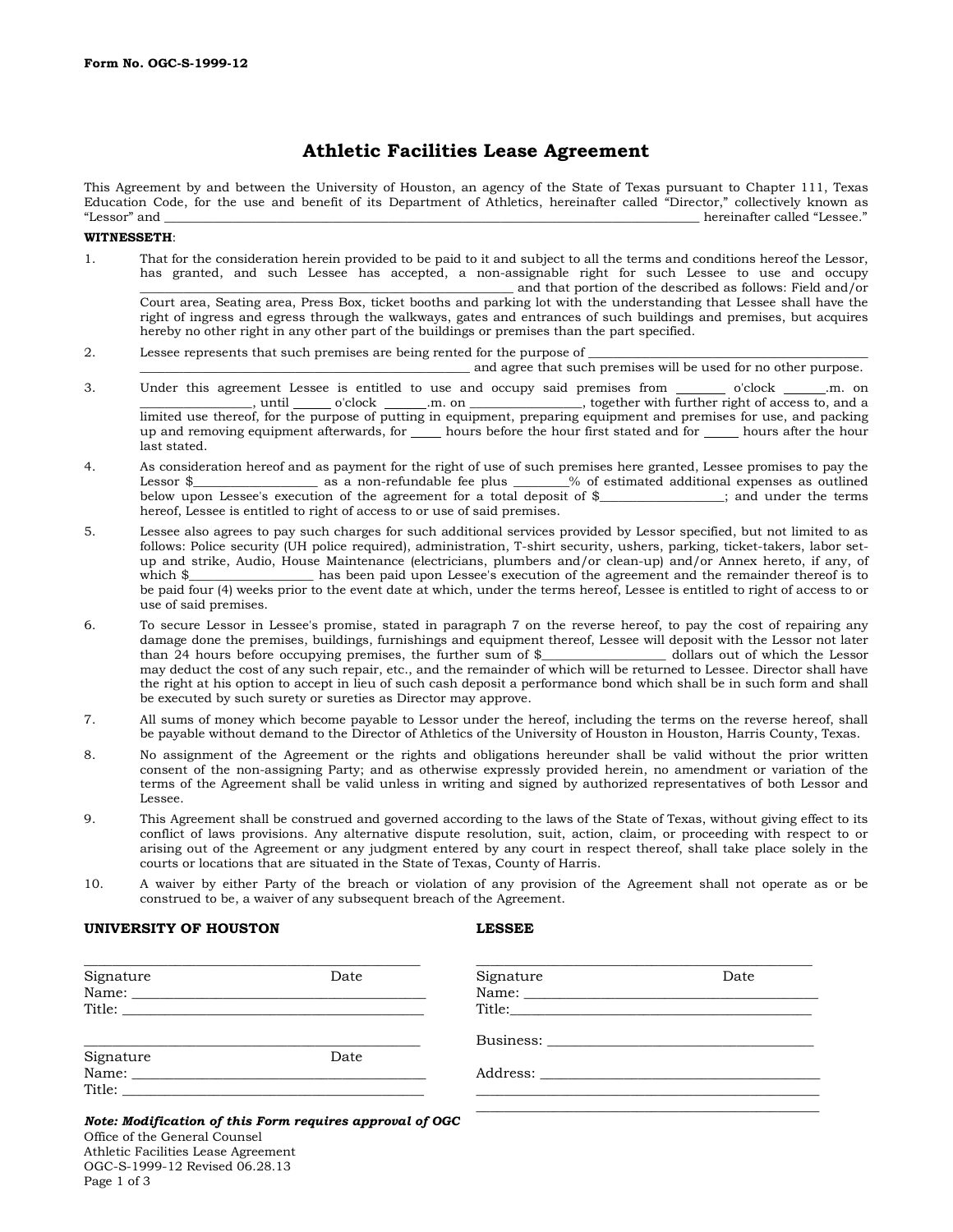Form No. OGC-S-1999-12

# Athletic Facilities Lease Agreement

This Agreement by and between the University of Houston, an agency of the State of Texas pursuant to Chapter 111, Texas Education Code, for the use and benefit of its Department of Athletics, hereinafter called "Director," collectively known as "Lessor" and ______________________________________________________________________________________ hereinafter called "Lessee."

**WITNESSETH**:

1. That for the consideration herein provided to be paid to it and subject to all the terms and conditions hereof the Lessor, has granted, and such Lessee has accepted, a non-assignable right for such Lessee to use and occupy ____________________________________________________________ and that portion of the described as follows: Field and/or Court area, Seating area, Press Box, ticket booths and parking lot with the understanding that Lessee shall have the right of ingress and egress through the walkways, gates and entrances of such buildings and premises, but acquires hereby no other right in any other part of the buildings or premises than the part specified.

2. Lessee represents that such premises are being rented for the purpose of ________________________________________ ____________________________________________________ and agree that such premises will be used for no other purpose.

3. Under this agreement Lessee is entitled to use and occupy said premises from ________ o'clock _______.m. on _________________, until ______ o'clock _______.m. on _________________, together with further right of access to, and a limited use thereof, for the purpose of putting in equipment, preparing equipment and premises for use, and packing up and removing equipment afterwards, for _____ hours before the hour first stated and for _____ hours after the hour last stated.

4. As consideration hereof and as payment for the right of use of such premises here granted, Lessee promises to pay the Lessor $___________________ as a non-refundable fee plus ________% of estimated additional expenses as outlined below upon Lessee's execution of the agreement for a total deposit of $___________________; and under the terms hereof, Lessee is entitled to right of access to or use of said premises.

5. Lessee also agrees to pay such charges for such additional services provided by Lessor specified, but not limited to as follows: Police security (UH police required), administration, T-shirt security, ushers, parking, ticket-takers, labor set-up and strike, Audio, House Maintenance (electricians, plumbers and/or clean-up) and/or Annex hereto, if any, of which $___________________ has been paid upon Lessee's execution of the agreement and the remainder thereof is to be paid four (4) weeks prior to the event date at which, under the terms hereof, Lessee is entitled to right of access to or use of said premises.

6. To secure Lessor in Lessee's promise, stated in paragraph 7 on the reverse hereof, to pay the cost of repairing any damage done the premises, buildings, furnishings and equipment thereof, Lessee will deposit with the Lessor not later than 24 hours before occupying premises, the further sum of $___________________ dollars out of which the Lessor may deduct the cost of any such repair, etc., and the remainder of which will be returned to Lessee. Director shall have the right at his option to accept in lieu of such cash deposit a performance bond which shall be in such form and shall be executed by such surety or sureties as Director may approve.

7. All sums of money which become payable to Lessor under the hereof, including the terms on the reverse hereof, shall be payable without demand to the Director of Athletics of the University of Houston in Houston, Harris County, Texas.

8. No assignment of the Agreement or the rights and obligations hereunder shall be valid without the prior written consent of the non-assigning Party; and as otherwise expressly provided herein, no amendment or variation of the terms of the Agreement shall be valid unless in writing and signed by authorized representatives of both Lessor and Lessee.

9. This Agreement shall be construed and governed according to the laws of the State of Texas, without giving effect to its conflict of laws provisions. Any alternative dispute resolution, suit, action, claim, or proceeding with respect to or arising out of the Agreement or any judgment entered by any court in respect thereof, shall take place solely in the courts or locations that are situated in the State of Texas, County of Harris.

10. A waiver by either Party of the breach or violation of any provision of the Agreement shall not operate as or be construed to be, a waiver of any subsequent breach of the Agreement.

**UNIVERSITY OF HOUSTON**

_______________________________________________
Signature Date
Name: __________________________________________
Title: ___________________________________________

_______________________________________________
Signature Date
Name: __________________________________________
Title: ___________________________________________

**LESSEE**

_______________________________________________
Signature Date
Name: __________________________________________
Title: __________________________________________

Business: _______________________________________

Address: ________________________________________
_______________________________________________
_______________________________________________

***Note: Modification of this Form requires approval of OGC***

Office of the General Counsel
Athletic Facilities Lease Agreement
OGC-S-1999-12 Revised 06.28.13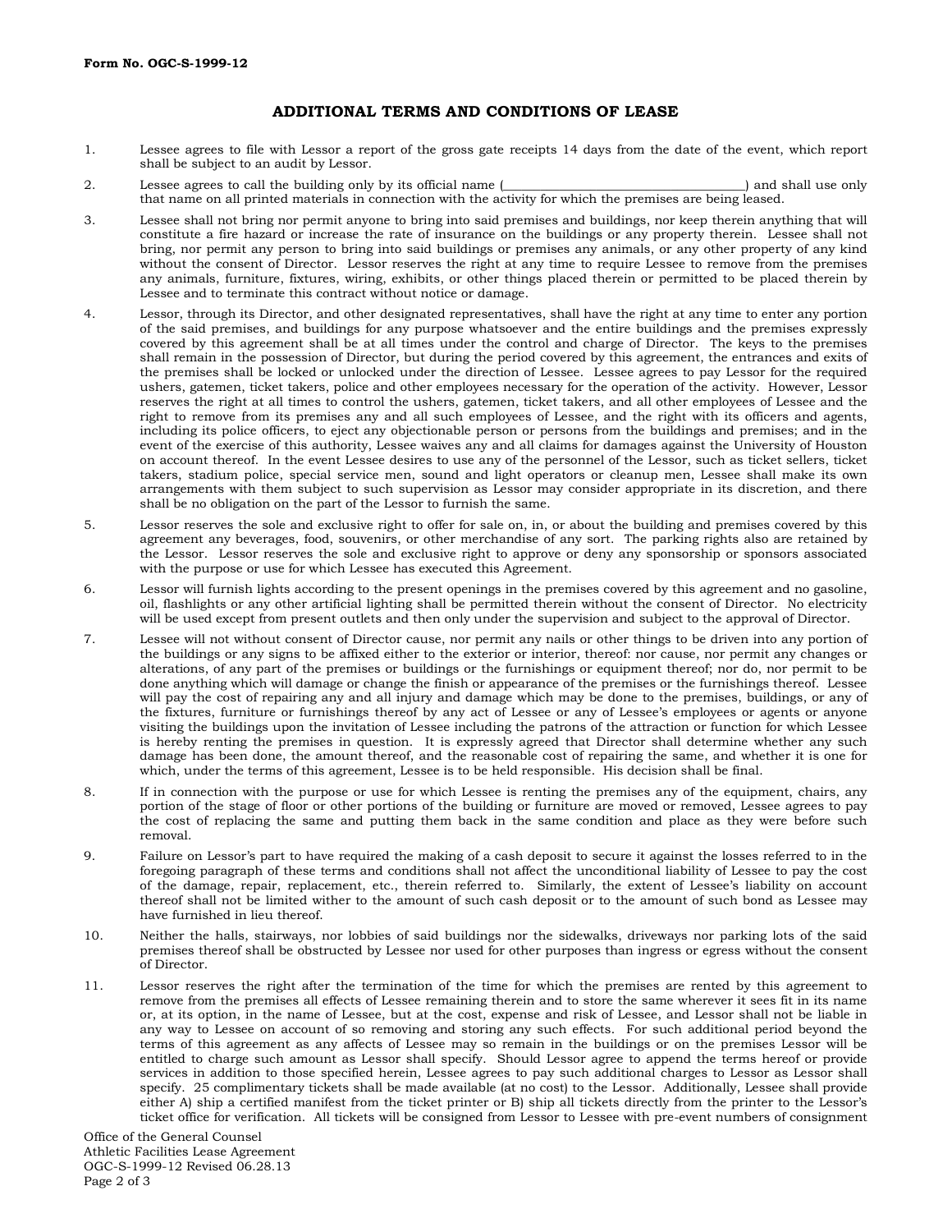Form No. OGC-S-1999-12

## ADDITIONAL TERMS AND CONDITIONS OF LEASE

1. Lessee agrees to file with Lessor a report of the gross gate receipts 14 days from the date of the event, which report shall be subject to an audit by Lessor.

2. Lessee agrees to call the building only by its official name (\_\_\_\_\_\_\_\_\_\_\_\_\_\_\_\_\_\_\_\_\_\_\_\_\_\_\_\_\_\_\_\_\_\_\_\_\_) and shall use only that name on all printed materials in connection with the activity for which the premises are being leased.

3. Lessee shall not bring nor permit anyone to bring into said premises and buildings, nor keep therein anything that will constitute a fire hazard or increase the rate of insurance on the buildings or any property therein. Lessee shall not bring, nor permit any person to bring into said buildings or premises any animals, or any other property of any kind without the consent of Director. Lessor reserves the right at any time to require Lessee to remove from the premises any animals, furniture, fixtures, wiring, exhibits, or other things placed therein or permitted to be placed therein by Lessee and to terminate this contract without notice or damage.

4. Lessor, through its Director, and other designated representatives, shall have the right at any time to enter any portion of the said premises, and buildings for any purpose whatsoever and the entire buildings and the premises expressly covered by this agreement shall be at all times under the control and charge of Director. The keys to the premises shall remain in the possession of Director, but during the period covered by this agreement, the entrances and exits of the premises shall be locked or unlocked under the direction of Lessee. Lessee agrees to pay Lessor for the required ushers, gatemen, ticket takers, police and other employees necessary for the operation of the activity. However, Lessor reserves the right at all times to control the ushers, gatemen, ticket takers, and all other employees of Lessee and the right to remove from its premises any and all such employees of Lessee, and the right with its officers and agents, including its police officers, to eject any objectionable person or persons from the buildings and premises; and in the event of the exercise of this authority, Lessee waives any and all claims for damages against the University of Houston on account thereof. In the event Lessee desires to use any of the personnel of the Lessor, such as ticket sellers, ticket takers, stadium police, special service men, sound and light operators or cleanup men, Lessee shall make its own arrangements with them subject to such supervision as Lessor may consider appropriate in its discretion, and there shall be no obligation on the part of the Lessor to furnish the same.

5. Lessor reserves the sole and exclusive right to offer for sale on, in, or about the building and premises covered by this agreement any beverages, food, souvenirs, or other merchandise of any sort. The parking rights also are retained by the Lessor. Lessor reserves the sole and exclusive right to approve or deny any sponsorship or sponsors associated with the purpose or use for which Lessee has executed this Agreement.

6. Lessor will furnish lights according to the present openings in the premises covered by this agreement and no gasoline, oil, flashlights or any other artificial lighting shall be permitted therein without the consent of Director. No electricity will be used except from present outlets and then only under the supervision and subject to the approval of Director.

7. Lessee will not without consent of Director cause, nor permit any nails or other things to be driven into any portion of the buildings or any signs to be affixed either to the exterior or interior, thereof: nor cause, nor permit any changes or alterations, of any part of the premises or buildings or the furnishings or equipment thereof; nor do, nor permit to be done anything which will damage or change the finish or appearance of the premises or the furnishings thereof. Lessee will pay the cost of repairing any and all injury and damage which may be done to the premises, buildings, or any of the fixtures, furniture or furnishings thereof by any act of Lessee or any of Lessee's employees or agents or anyone visiting the buildings upon the invitation of Lessee including the patrons of the attraction or function for which Lessee is hereby renting the premises in question. It is expressly agreed that Director shall determine whether any such damage has been done, the amount thereof, and the reasonable cost of repairing the same, and whether it is one for which, under the terms of this agreement, Lessee is to be held responsible. His decision shall be final.

8. If in connection with the purpose or use for which Lessee is renting the premises any of the equipment, chairs, any portion of the stage of floor or other portions of the building or furniture are moved or removed, Lessee agrees to pay the cost of replacing the same and putting them back in the same condition and place as they were before such removal.

9. Failure on Lessor's part to have required the making of a cash deposit to secure it against the losses referred to in the foregoing paragraph of these terms and conditions shall not affect the unconditional liability of Lessee to pay the cost of the damage, repair, replacement, etc., therein referred to. Similarly, the extent of Lessee's liability on account thereof shall not be limited wither to the amount of such cash deposit or to the amount of such bond as Lessee may have furnished in lieu thereof.

10. Neither the halls, stairways, nor lobbies of said buildings nor the sidewalks, driveways nor parking lots of the said premises thereof shall be obstructed by Lessee nor used for other purposes than ingress or egress without the consent of Director.

11. Lessor reserves the right after the termination of the time for which the premises are rented by this agreement to remove from the premises all effects of Lessee remaining therein and to store the same wherever it sees fit in its name or, at its option, in the name of Lessee, but at the cost, expense and risk of Lessee, and Lessor shall not be liable in any way to Lessee on account of so removing and storing any such effects. For such additional period beyond the terms of this agreement as any affects of Lessee may so remain in the buildings or on the premises Lessor will be entitled to charge such amount as Lessor shall specify. Should Lessor agree to append the terms hereof or provide services in addition to those specified herein, Lessee agrees to pay such additional charges to Lessor as Lessor shall specify. 25 complimentary tickets shall be made available (at no cost) to the Lessor. Additionally, Lessee shall provide either A) ship a certified manifest from the ticket printer or B) ship all tickets directly from the printer to the Lessor's ticket office for verification. All tickets will be consigned from Lessor to Lessee with pre-event numbers of consignment

Office of the General Counsel
Athletic Facilities Lease Agreement
OGC-S-1999-12 Revised 06.28.13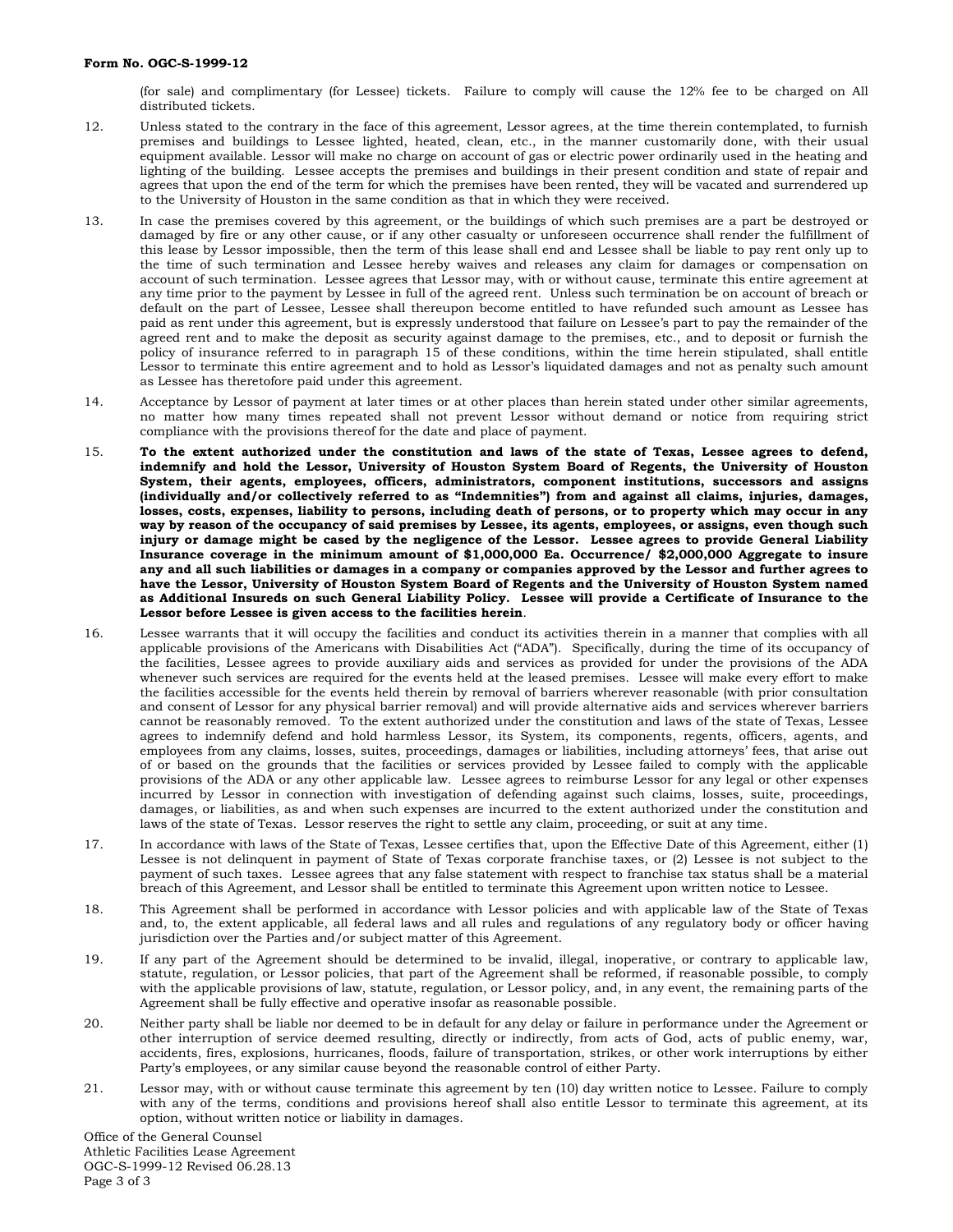(for sale) and complimentary (for Lessee) tickets. Failure to comply will cause the 12% fee to be charged on All distributed tickets.

12. Unless stated to the contrary in the face of this agreement, Lessor agrees, at the time therein contemplated, to furnish premises and buildings to Lessee lighted, heated, clean, etc., in the manner customarily done, with their usual equipment available. Lessor will make no charge on account of gas or electric power ordinarily used in the heating and lighting of the building. Lessee accepts the premises and buildings in their present condition and state of repair and agrees that upon the end of the term for which the premises have been rented, they will be vacated and surrendered up to the University of Houston in the same condition as that in which they were received.

13. In case the premises covered by this agreement, or the buildings of which such premises are a part be destroyed or damaged by fire or any other cause, or if any other casualty or unforeseen occurrence shall render the fulfillment of this lease by Lessor impossible, then the term of this lease shall end and Lessee shall be liable to pay rent only up to the time of such termination and Lessee hereby waives and releases any claim for damages or compensation on account of such termination. Lessee agrees that Lessor may, with or without cause, terminate this entire agreement at any time prior to the payment by Lessee in full of the agreed rent. Unless such termination be on account of breach or default on the part of Lessee, Lessee shall thereupon become entitled to have refunded such amount as Lessee has paid as rent under this agreement, but is expressly understood that failure on Lessee's part to pay the remainder of the agreed rent and to make the deposit as security against damage to the premises, etc., and to deposit or furnish the policy of insurance referred to in paragraph 15 of these conditions, within the time herein stipulated, shall entitle Lessor to terminate this entire agreement and to hold as Lessor's liquidated damages and not as penalty such amount as Lessee has theretofore paid under this agreement.

14. Acceptance by Lessor of payment at later times or at other places than herein stated under other similar agreements, no matter how many times repeated shall not prevent Lessor without demand or notice from requiring strict compliance with the provisions thereof for the date and place of payment.

15. **To the extent authorized under the constitution and laws of the state of Texas, Lessee agrees to defend, indemnify and hold the Lessor, University of Houston System Board of Regents, the University of Houston System, their agents, employees, officers, administrators, component institutions, successors and assigns (individually and/or collectively referred to as "Indemnities") from and against all claims, injuries, damages, losses, costs, expenses, liability to persons, including death of persons, or to property which may occur in any way by reason of the occupancy of said premises by Lessee, its agents, employees, or assigns, even though such injury or damage might be cased by the negligence of the Lessor. Lessee agrees to provide General Liability Insurance coverage in the minimum amount of $1,000,000 Ea. Occurrence/ $2,000,000 Aggregate to insure any and all such liabilities or damages in a company or companies approved by the Lessor and further agrees to have the Lessor, University of Houston System Board of Regents and the University of Houston System named as Additional Insureds on such General Liability Policy. Lessee will provide a Certificate of Insurance to the Lessor before Lessee is given access to the facilities herein**.

16. Lessee warrants that it will occupy the facilities and conduct its activities therein in a manner that complies with all applicable provisions of the Americans with Disabilities Act ("ADA"). Specifically, during the time of its occupancy of the facilities, Lessee agrees to provide auxiliary aids and services as provided for under the provisions of the ADA whenever such services are required for the events held at the leased premises. Lessee will make every effort to make the facilities accessible for the events held therein by removal of barriers wherever reasonable (with prior consultation and consent of Lessor for any physical barrier removal) and will provide alternative aids and services wherever barriers cannot be reasonably removed. To the extent authorized under the constitution and laws of the state of Texas, Lessee agrees to indemnify defend and hold harmless Lessor, its System, its components, regents, officers, agents, and employees from any claims, losses, suites, proceedings, damages or liabilities, including attorneys' fees, that arise out of or based on the grounds that the facilities or services provided by Lessee failed to comply with the applicable provisions of the ADA or any other applicable law. Lessee agrees to reimburse Lessor for any legal or other expenses incurred by Lessor in connection with investigation of defending against such claims, losses, suite, proceedings, damages, or liabilities, as and when such expenses are incurred to the extent authorized under the constitution and laws of the state of Texas. Lessor reserves the right to settle any claim, proceeding, or suit at any time.

17. In accordance with laws of the State of Texas, Lessee certifies that, upon the Effective Date of this Agreement, either (1) Lessee is not delinquent in payment of State of Texas corporate franchise taxes, or (2) Lessee is not subject to the payment of such taxes. Lessee agrees that any false statement with respect to franchise tax status shall be a material breach of this Agreement, and Lessor shall be entitled to terminate this Agreement upon written notice to Lessee.

18. This Agreement shall be performed in accordance with Lessor policies and with applicable law of the State of Texas and, to, the extent applicable, all federal laws and all rules and regulations of any regulatory body or officer having jurisdiction over the Parties and/or subject matter of this Agreement.

19. If any part of the Agreement should be determined to be invalid, illegal, inoperative, or contrary to applicable law, statute, regulation, or Lessor policies, that part of the Agreement shall be reformed, if reasonable possible, to comply with the applicable provisions of law, statute, regulation, or Lessor policy, and, in any event, the remaining parts of the Agreement shall be fully effective and operative insofar as reasonable possible.

20. Neither party shall be liable nor deemed to be in default for any delay or failure in performance under the Agreement or other interruption of service deemed resulting, directly or indirectly, from acts of God, acts of public enemy, war, accidents, fires, explosions, hurricanes, floods, failure of transportation, strikes, or other work interruptions by either Party's employees, or any similar cause beyond the reasonable control of either Party.

21. Lessor may, with or without cause terminate this agreement by ten (10) day written notice to Lessee. Failure to comply with any of the terms, conditions and provisions hereof shall also entitle Lessor to terminate this agreement, at its option, without written notice or liability in damages.